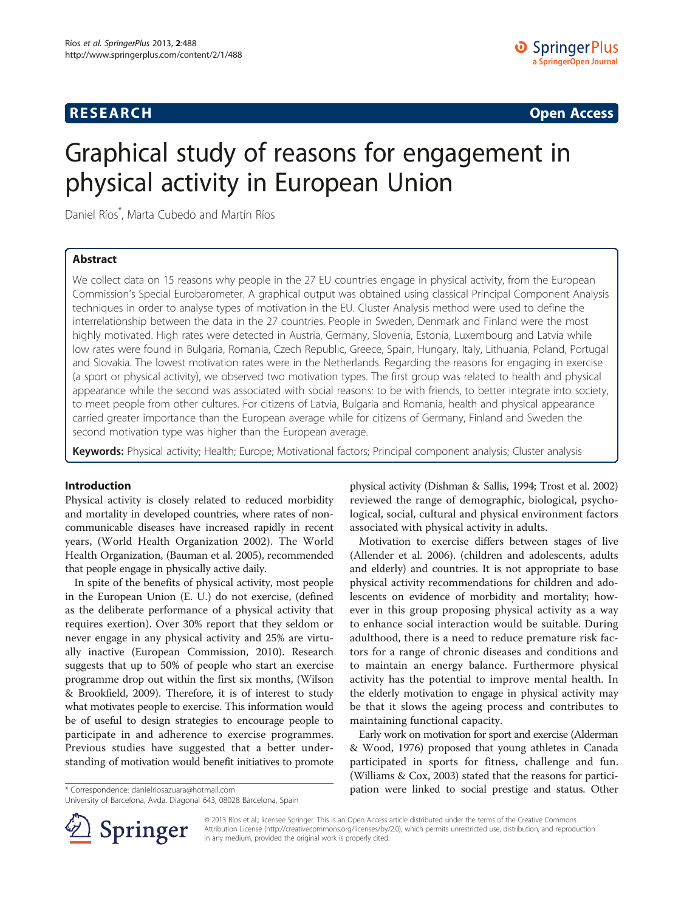RESEARCH Open Access

# Graphical study of reasons for engagement in physical activity in European Union

Daniel Ríos*, Marta Cubedo and Martín Ríos

## Abstract

We collect data on 15 reasons why people in the 27 EU countries engage in physical activity, from the European Commission's Special Eurobarometer. A graphical output was obtained using classical Principal Component Analysis techniques in order to analyse types of motivation in the EU. Cluster Analysis method were used to define the interrelationship between the data in the 27 countries. People in Sweden, Denmark and Finland were the most highly motivated. High rates were detected in Austria, Germany, Slovenia, Estonia, Luxembourg and Latvia while low rates were found in Bulgaria, Romania, Czech Republic, Greece, Spain, Hungary, Italy, Lithuania, Poland, Portugal and Slovakia. The lowest motivation rates were in the Netherlands. Regarding the reasons for engaging in exercise (a sport or physical activity), we observed two motivation types. The first group was related to health and physical appearance while the second was associated with social reasons: to be with friends, to better integrate into society, to meet people from other cultures. For citizens of Latvia, Bulgaria and Romania, health and physical appearance carried greater importance than the European average while for citizens of Germany, Finland and Sweden the second motivation type was higher than the European average.

**Keywords:** Physical activity; Health; Europe; Motivational factors; Principal component analysis; Cluster analysis

## Introduction

Physical activity is closely related to reduced morbidity and mortality in developed countries, where rates of non-communicable diseases have increased rapidly in recent years, (World Health Organization 2002). The World Health Organization, (Bauman et al. 2005), recommended that people engage in physically active daily.

In spite of the benefits of physical activity, most people in the European Union (E. U.) do not exercise, (defined as the deliberate performance of a physical activity that requires exertion). Over 30% report that they seldom or never engage in any physical activity and 25% are virtually inactive (European Commission, 2010). Research suggests that up to 50% of people who start an exercise programme drop out within the first six months, (Wilson & Brookfield, 2009). Therefore, it is of interest to study what motivates people to exercise. This information would be of useful to design strategies to encourage people to participate in and adherence to exercise programmes. Previous studies have suggested that a better understanding of motivation would benefit initiatives to promote physical activity (Dishman & Sallis, 1994; Trost et al. 2002) reviewed the range of demographic, biological, psychological, social, cultural and physical environment factors associated with physical activity in adults.

Motivation to exercise differs between stages of live (Allender et al. 2006). (children and adolescents, adults and elderly) and countries. It is not appropriate to base physical activity recommendations for children and adolescents on evidence of morbidity and mortality; however in this group proposing physical activity as a way to enhance social interaction would be suitable. During adulthood, there is a need to reduce premature risk factors for a range of chronic diseases and conditions and to maintain an energy balance. Furthermore physical activity has the potential to improve mental health. In the elderly motivation to engage in physical activity may be that it slows the ageing process and contributes to maintaining functional capacity.

Early work on motivation for sport and exercise (Alderman & Wood, 1976) proposed that young athletes in Canada participated in sports for fitness, challenge and fun. (Williams & Cox, 2003) stated that the reasons for participation were linked to social prestige and status. Other

\* Correspondence: danielriosazuara@hotmail.com
University of Barcelona, Avda. Diagonal 643, 08028 Barcelona, Spain

© 2013 Ríos et al.; licensee Springer. This is an Open Access article distributed under the terms of the Creative Commons Attribution License (http://creativecommons.org/licenses/by/2.0), which permits unrestricted use, distribution, and reproduction in any medium, provided the original work is properly cited.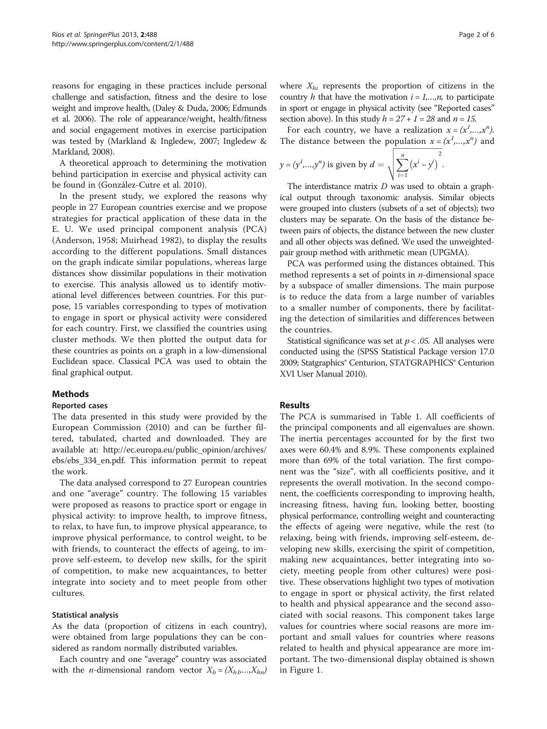reasons for engaging in these practices include personal challenge and satisfaction, fitness and the desire to lose weight and improve health, (Daley & Duda, 2006; Edmunds et al. 2006). The role of appearance/weight, health/fitness and social engagement motives in exercise participation was tested by (Markland & Ingledew, 2007; Ingledew & Markland, 2008).

A theoretical approach to determining the motivation behind participation in exercise and physical activity can be found in (González-Cutre et al. 2010).

In the present study, we explored the reasons why people in 27 European countries exercise and we propose strategies for practical application of these data in the E. U. We used principal component analysis (PCA) (Anderson, 1958; Muirhead 1982), to display the results according to the different populations. Small distances on the graph indicate similar populations, whereas large distances show dissimilar populations in their motivation to exercise. This analysis allowed us to identify motivational level differences between countries. For this purpose, 15 variables corresponding to types of motivation to engage in sport or physical activity were considered for each country. First, we classified the countries using cluster methods. We then plotted the output data for these countries as points on a graph in a low-dimensional Euclidean space. Classical PCA was used to obtain the final graphical output.

## Methods

### Reported cases

The data presented in this study were provided by the European Commission (2010) and can be further filtered, tabulated, charted and downloaded. They are available at: http://ec.europa.eu/public_opinion/archives/ebs/ebs_334_en.pdf. This information permit to repeat the work.

The data analysed correspond to 27 European countries and one "average" country. The following 15 variables were proposed as reasons to practice sport or engage in physical activity: to improve health, to improve fitness, to relax, to have fun, to improve physical appearance, to improve physical performance, to control weight, to be with friends, to counteract the effects of ageing, to improve self-esteem, to develop new skills, for the spirit of competition, to make new acquaintances, to better integrate into society and to meet people from other cultures.

### Statistical analysis

As the data (proportion of citizens in each country), were obtained from large populations they can be considered as random normally distributed variables.

Each country and one "average" country was associated with the $n$-dimensional random vector $X_h = (X_{h1},\ldots,X_{hn})$ where $X_{hi}$ represents the proportion of citizens in the country $h$ that have the motivation $i = 1,\ldots,n$, to participate in sport or engage in physical activity (see "Reported cases" section above). In this study $h = 27 + 1 = 28$ and $n = 15$.

For each country, we have a realization $x = (x^1,\ldots,x^n)$. The distance between the population $x = (x^1,\ldots,x^n)$ and $y = (y^1,\ldots,y^n)$ is given by $d = \sqrt{\sum_{i=1}^{n}\left(x^i - y^i\right)^2}$.

The interdistance matrix $D$ was used to obtain a graphical output through taxonomic analysis. Similar objects were grouped into clusters (subsets of a set of objects); two clusters may be separate. On the basis of the distance between pairs of objects, the distance between the new cluster and all other objects was defined. We used the unweighted-pair group method with arithmetic mean (UPGMA).

PCA was performed using the distances obtained. This method represents a set of points in $n$-dimensional space by a subspace of smaller dimensions. The main purpose is to reduce the data from a large number of variables to a smaller number of components, there by facilitating the detection of similarities and differences between the countries.

Statistical significance was set at $p < .05$. All analyses were conducted using the (SPSS Statistical Package version 17.0 2009; Statgraphics® Centurion, STATGRAPHICS® Centurion XVI User Manual 2010).

## Results

The PCA is summarised in Table 1. All coefficients of the principal components and all eigenvalues are shown. The inertia percentages accounted for by the first two axes were 60.4% and 8.9%. These components explained more than 69% of the total variation. The first component was the "size", with all coefficients positive, and it represents the overall motivation. In the second component, the coefficients corresponding to improving health, increasing fitness, having fun, looking better, boosting physical performance, controlling weight and counteracting the effects of ageing were negative, while the rest (to relaxing, being with friends, improving self-esteem, developing new skills, exercising the spirit of competition, making new acquaintances, better integrating into society, meeting people from other cultures) were positive. These observations highlight two types of motivation to engage in sport or physical activity, the first related to health and physical appearance and the second associated with social reasons. This component takes large values for countries where social reasons are more important and small values for countries where reasons related to health and physical appearance are more important. The two-dimensional display obtained is shown in Figure 1.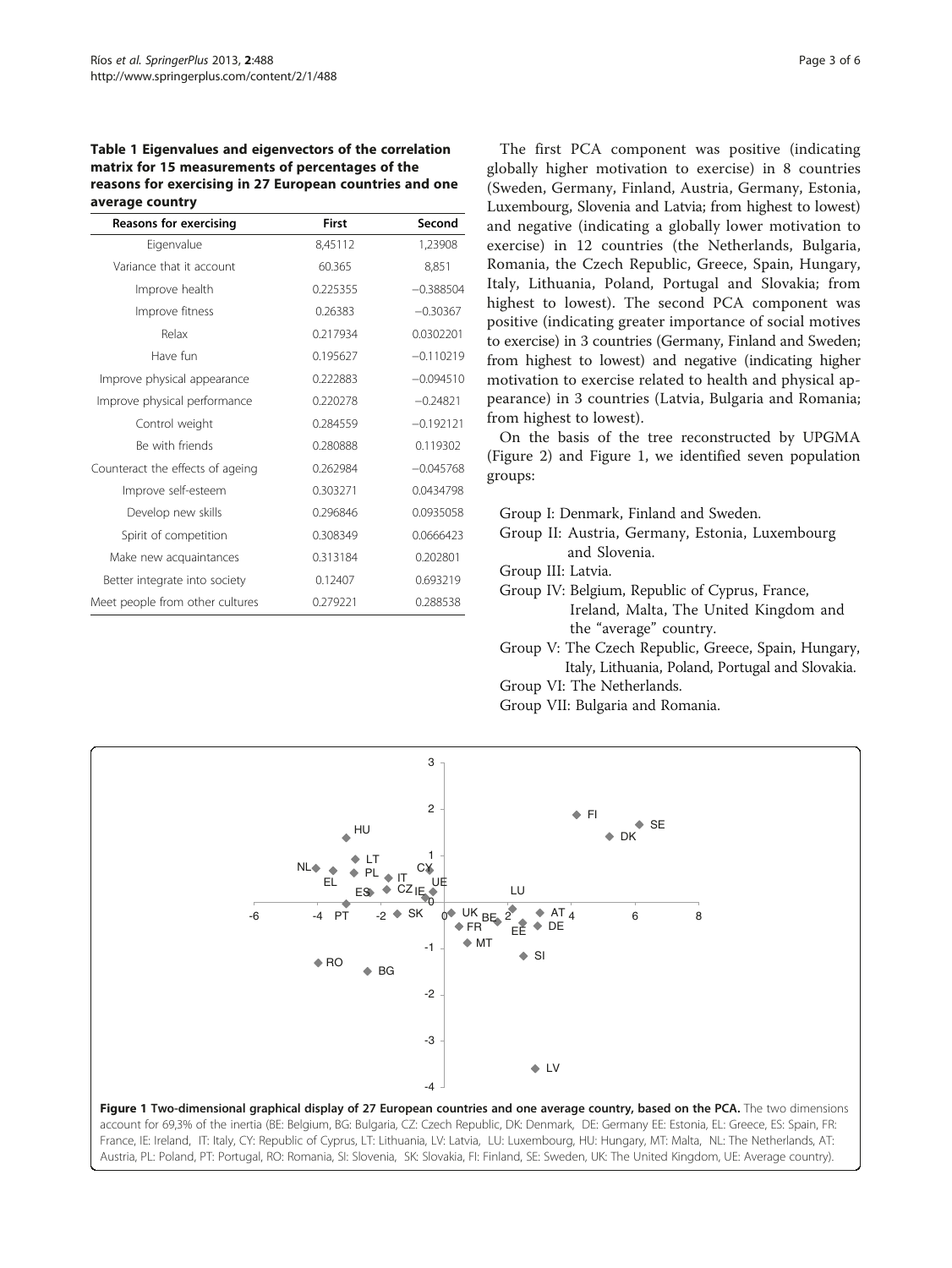**Table 1 Eigenvalues and eigenvectors of the correlation matrix for 15 measurements of percentages of the reasons for exercising in 27 European countries and one average country**

| Reasons for exercising | First | Second |
|---|---|---|
| Eigenvalue | 8,45112 | 1,23908 |
| Variance that it account | 60.365 | 8,851 |
| Improve health | 0.225355 | −0.388504 |
| Improve fitness | 0.26383 | −0.30367 |
| Relax | 0.217934 | 0.0302201 |
| Have fun | 0.195627 | −0.110219 |
| Improve physical appearance | 0.222883 | −0.094510 |
| Improve physical performance | 0.220278 | −0.24821 |
| Control weight | 0.284559 | −0.192121 |
| Be with friends | 0.280888 | 0.119302 |
| Counteract the effects of ageing | 0.262984 | −0.045768 |
| Improve self-esteem | 0.303271 | 0.0434798 |
| Develop new skills | 0.296846 | 0.0935058 |
| Spirit of competition | 0.308349 | 0.0666423 |
| Make new acquaintances | 0.313184 | 0.202801 |
| Better integrate into society | 0.12407 | 0.693219 |
| Meet people from other cultures | 0.279221 | 0.288538 |

The first PCA component was positive (indicating globally higher motivation to exercise) in 8 countries (Sweden, Germany, Finland, Austria, Germany, Estonia, Luxembourg, Slovenia and Latvia; from highest to lowest) and negative (indicating a globally lower motivation to exercise) in 12 countries (the Netherlands, Bulgaria, Romania, the Czech Republic, Greece, Spain, Hungary, Italy, Lithuania, Poland, Portugal and Slovakia; from highest to lowest). The second PCA component was positive (indicating greater importance of social motives to exercise) in 3 countries (Germany, Finland and Sweden; from highest to lowest) and negative (indicating higher motivation to exercise related to health and physical appearance) in 3 countries (Latvia, Bulgaria and Romania; from highest to lowest).

On the basis of the tree reconstructed by UPGMA (Figure 2) and Figure 1, we identified seven population groups:

- Group I: Denmark, Finland and Sweden.
- Group II: Austria, Germany, Estonia, Luxembourg and Slovenia.
- Group III: Latvia.
- Group IV: Belgium, Republic of Cyprus, France, Ireland, Malta, The United Kingdom and the "average" country.
- Group V: The Czech Republic, Greece, Spain, Hungary, Italy, Lithuania, Poland, Portugal and Slovakia.
- Group VI: The Netherlands.
- Group VII: Bulgaria and Romania.

**Figure 1 Two-dimensional graphical display of 27 European countries and one average country, based on the PCA.** The two dimensions account for 69,3% of the inertia (BE: Belgium, BG: Bulgaria, CZ: Czech Republic, DK: Denmark, DE: Germany EE: Estonia, EL: Greece, ES: Spain, FR: France, IE: Ireland, IT: Italy, CY: Republic of Cyprus, LT: Lithuania, LV: Latvia, LU: Luxembourg, HU: Hungary, MT: Malta, NL: The Netherlands, AT: Austria, PL: Poland, PT: Portugal, RO: Romania, SI: Slovenia, SK: Slovakia, FI: Finland, SE: Sweden, UK: The United Kingdom, UE: Average country).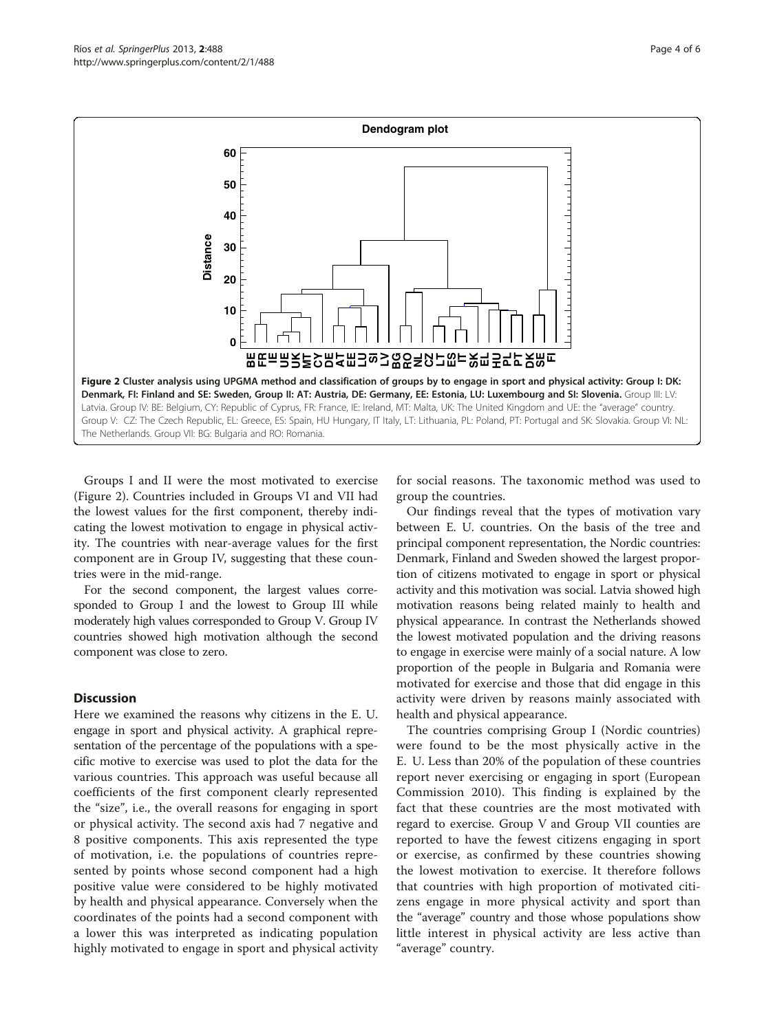**Figure 2 Cluster analysis using UPGMA method and classification of groups by to engage in sport and physical activity: Group I: DK: Denmark, FI: Finland and SE: Sweden, Group II: AT: Austria, DE: Germany, EE: Estonia, LU: Luxembourg and SI: Slovenia.** Group III: LV: Latvia. Group IV: BE: Belgium, CY: Republic of Cyprus, FR: France, IE: Ireland, MT: Malta, UK: The United Kingdom and UE: the "average" country. Group V: CZ: The Czech Republic, EL: Greece, ES: Spain, HU Hungary, IT Italy, LT: Lithuania, PL: Poland, PT: Portugal and SK: Slovakia. Group VI: NL: The Netherlands. Group VII: BG: Bulgaria and RO: Romania.

Groups I and II were the most motivated to exercise (Figure 2). Countries included in Groups VI and VII had the lowest values for the first component, thereby indicating the lowest motivation to engage in physical activity. The countries with near-average values for the first component are in Group IV, suggesting that these countries were in the mid-range.

For the second component, the largest values corresponded to Group I and the lowest to Group III while moderately high values corresponded to Group V. Group IV countries showed high motivation although the second component was close to zero.

## Discussion

Here we examined the reasons why citizens in the E. U. engage in sport and physical activity. A graphical representation of the percentage of the populations with a specific motive to exercise was used to plot the data for the various countries. This approach was useful because all coefficients of the first component clearly represented the "size", i.e., the overall reasons for engaging in sport or physical activity. The second axis had 7 negative and 8 positive components. This axis represented the type of motivation, i.e. the populations of countries represented by points whose second component had a high positive value were considered to be highly motivated by health and physical appearance. Conversely when the coordinates of the points had a second component with a lower this was interpreted as indicating population highly motivated to engage in sport and physical activity for social reasons. The taxonomic method was used to group the countries.

Our findings reveal that the types of motivation vary between E. U. countries. On the basis of the tree and principal component representation, the Nordic countries: Denmark, Finland and Sweden showed the largest proportion of citizens motivated to engage in sport or physical activity and this motivation was social. Latvia showed high motivation reasons being related mainly to health and physical appearance. In contrast the Netherlands showed the lowest motivated population and the driving reasons to engage in exercise were mainly of a social nature. A low proportion of the people in Bulgaria and Romania were motivated for exercise and those that did engage in this activity were driven by reasons mainly associated with health and physical appearance.

The countries comprising Group I (Nordic countries) were found to be the most physically active in the E. U. Less than 20% of the population of these countries report never exercising or engaging in sport (European Commission 2010). This finding is explained by the fact that these countries are the most motivated with regard to exercise. Group V and Group VII counties are reported to have the fewest citizens engaging in sport or exercise, as confirmed by these countries showing the lowest motivation to exercise. It therefore follows that countries with high proportion of motivated citizens engage in more physical activity and sport than the "average" country and those whose populations show little interest in physical activity are less active than "average" country.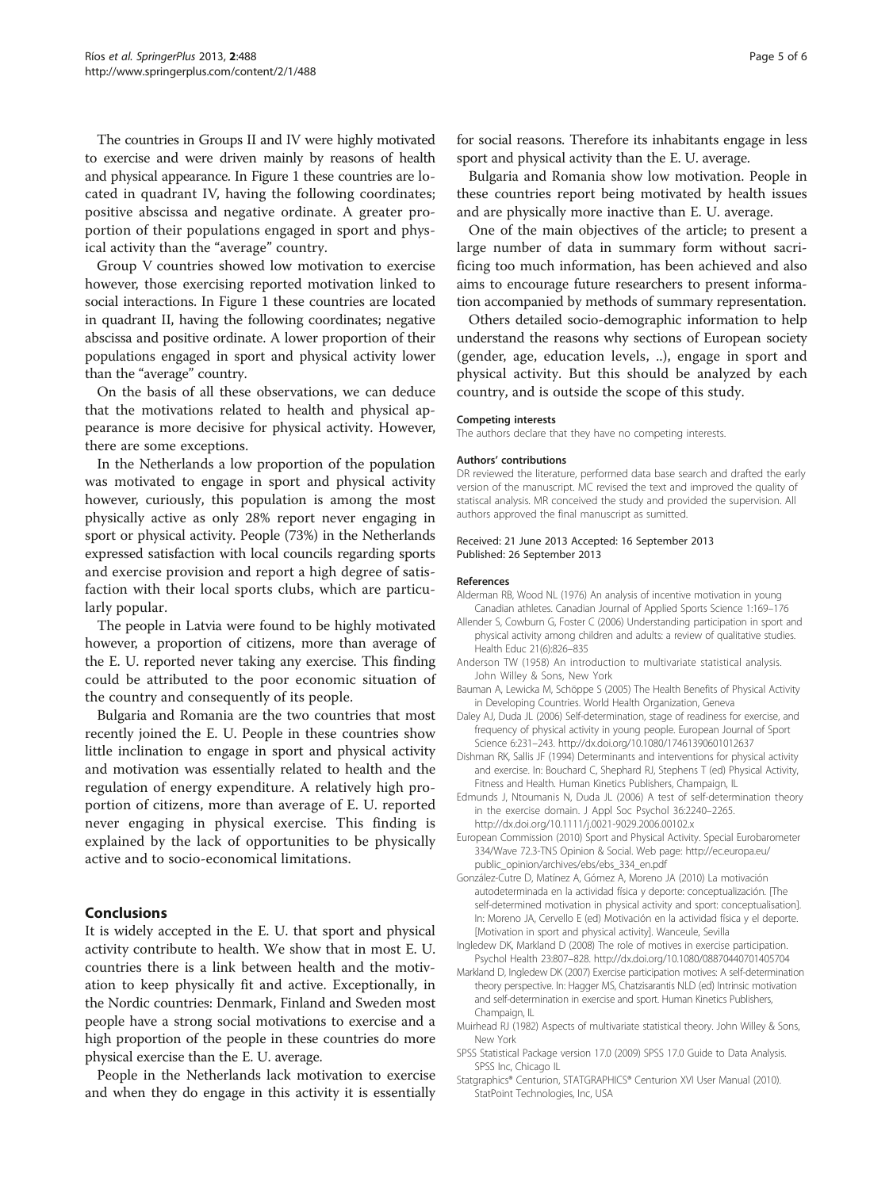The countries in Groups II and IV were highly motivated to exercise and were driven mainly by reasons of health and physical appearance. In Figure 1 these countries are located in quadrant IV, having the following coordinates; positive abscissa and negative ordinate. A greater proportion of their populations engaged in sport and physical activity than the "average" country.

Group V countries showed low motivation to exercise however, those exercising reported motivation linked to social interactions. In Figure 1 these countries are located in quadrant II, having the following coordinates; negative abscissa and positive ordinate. A lower proportion of their populations engaged in sport and physical activity lower than the "average" country.

On the basis of all these observations, we can deduce that the motivations related to health and physical appearance is more decisive for physical activity. However, there are some exceptions.

In the Netherlands a low proportion of the population was motivated to engage in sport and physical activity however, curiously, this population is among the most physically active as only 28% report never engaging in sport or physical activity. People (73%) in the Netherlands expressed satisfaction with local councils regarding sports and exercise provision and report a high degree of satisfaction with their local sports clubs, which are particularly popular.

The people in Latvia were found to be highly motivated however, a proportion of citizens, more than average of the E. U. reported never taking any exercise. This finding could be attributed to the poor economic situation of the country and consequently of its people.

Bulgaria and Romania are the two countries that most recently joined the E. U. People in these countries show little inclination to engage in sport and physical activity and motivation was essentially related to health and the regulation of energy expenditure. A relatively high proportion of citizens, more than average of E. U. reported never engaging in physical exercise. This finding is explained by the lack of opportunities to be physically active and to socio-economical limitations.

## Conclusions

It is widely accepted in the E. U. that sport and physical activity contribute to health. We show that in most E. U. countries there is a link between health and the motivation to keep physically fit and active. Exceptionally, in the Nordic countries: Denmark, Finland and Sweden most people have a strong social motivations to exercise and a high proportion of the people in these countries do more physical exercise than the E. U. average.

People in the Netherlands lack motivation to exercise and when they do engage in this activity it is essentially for social reasons. Therefore its inhabitants engage in less sport and physical activity than the E. U. average.

Bulgaria and Romania show low motivation. People in these countries report being motivated by health issues and are physically more inactive than E. U. average.

One of the main objectives of the article; to present a large number of data in summary form without sacrificing too much information, has been achieved and also aims to encourage future researchers to present information accompanied by methods of summary representation.

Others detailed socio-demographic information to help understand the reasons why sections of European society (gender, age, education levels, ..), engage in sport and physical activity. But this should be analyzed by each country, and is outside the scope of this study.

#### Competing interests

The authors declare that they have no competing interests.

#### Authors' contributions

DR reviewed the literature, performed data base search and drafted the early version of the manuscript. MC revised the text and improved the quality of statiscal analysis. MR conceived the study and provided the supervision. All authors approved the final manuscript as sumitted.

Received: 21 June 2013 Accepted: 16 September 2013
Published: 26 September 2013

#### References

Alderman RB, Wood NL (1976) An analysis of incentive motivation in young Canadian athletes. Canadian Journal of Applied Sports Science 1:169–176

Allender S, Cowburn G, Foster C (2006) Understanding participation in sport and physical activity among children and adults: a review of qualitative studies. Health Educ 21(6):826–835

Anderson TW (1958) An introduction to multivariate statistical analysis. John Willey & Sons, New York

Bauman A, Lewicka M, Schöppe S (2005) The Health Benefits of Physical Activity in Developing Countries. World Health Organization, Geneva

Daley AJ, Duda JL (2006) Self-determination, stage of readiness for exercise, and frequency of physical activity in young people. European Journal of Sport Science 6:231–243. http://dx.doi.org/10.1080/17461390601012637

Dishman RK, Sallis JF (1994) Determinants and interventions for physical activity and exercise. In: Bouchard C, Shephard RJ, Stephens T (ed) Physical Activity, Fitness and Health. Human Kinetics Publishers, Champaign, IL

Edmunds J, Ntoumanis N, Duda JL (2006) A test of self-determination theory in the exercise domain. J Appl Soc Psychol 36:2240–2265. http://dx.doi.org/10.1111/j.0021-9029.2006.00102.x

European Commission (2010) Sport and Physical Activity. Special Eurobarometer 334/Wave 72.3-TNS Opinion & Social. Web page: http://ec.europa.eu/public_opinion/archives/ebs/ebs_334_en.pdf

González-Cutre D, Matínez A, Gómez A, Moreno JA (2010) La motivación autodeterminada en la actividad física y deporte: conceptualización. [The self-determined motivation in physical activity and sport: conceptualisation]. In: Moreno JA, Cervello E (ed) Motivación en la actividad física y el deporte. [Motivation in sport and physical activity]. Wanceule, Sevilla

Ingledew DK, Markland D (2008) The role of motives in exercise participation. Psychol Health 23:807–828. http://dx.doi.org/10.1080/08870440701405704

Markland D, Ingledew DK (2007) Exercise participation motives: A self-determination theory perspective. In: Hagger MS, Chatzisarantis NLD (ed) Intrinsic motivation and self-determination in exercise and sport. Human Kinetics Publishers, Champaign, IL

Muirhead RJ (1982) Aspects of multivariate statistical theory. John Willey & Sons, New York

SPSS Statistical Package version 17.0 (2009) SPSS 17.0 Guide to Data Analysis. SPSS Inc, Chicago IL

Statgraphics® Centurion, STATGRAPHICS® Centurion XVI User Manual (2010). StatPoint Technologies, Inc, USA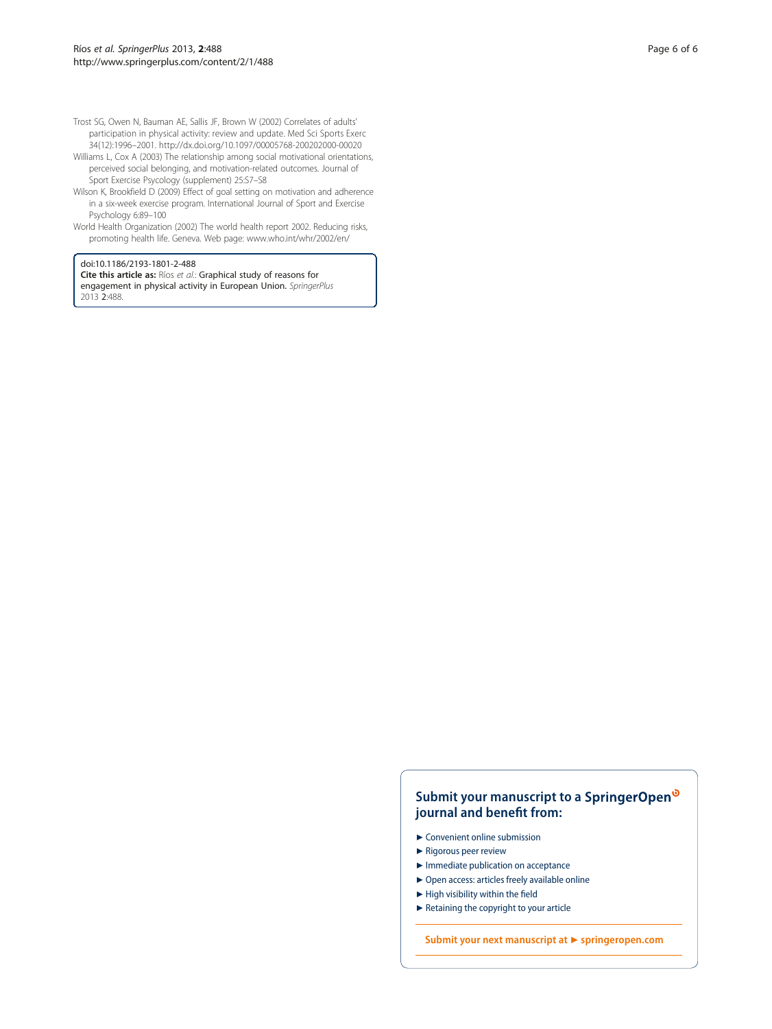Trost SG, Owen N, Bauman AE, Sallis JF, Brown W (2002) Correlates of adults' participation in physical activity: review and update. Med Sci Sports Exerc 34(12):1996–2001. http://dx.doi.org/10.1097/00005768-200202000-00020

Williams L, Cox A (2003) The relationship among social motivational orientations, perceived social belonging, and motivation-related outcomes. Journal of Sport Exercise Psycology (supplement) 25:S7–S8

Wilson K, Brookfield D (2009) Effect of goal setting on motivation and adherence in a six-week exercise program. International Journal of Sport and Exercise Psychology 6:89–100

World Health Organization (2002) The world health report 2002. Reducing risks, promoting health life. Geneva. Web page: www.who.int/whr/2002/en/

doi:10.1186/2193-1801-2-488

**Cite this article as:** Ríos *et al.*: Graphical study of reasons for engagement in physical activity in European Union. *SpringerPlus* 2013 **2**:488.

**Submit your manuscript to a SpringerOpen journal and benefit from:**

- Convenient online submission
- Rigorous peer review
- Immediate publication on acceptance
- Open access: articles freely available online
- High visibility within the field
- Retaining the copyright to your article

**Submit your next manuscript at ► springeropen.com**